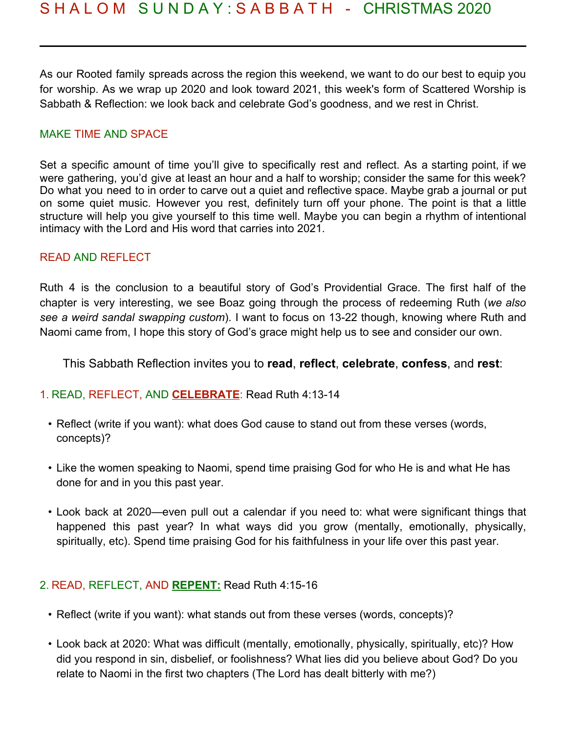# S H A L O M S U N D A Y : S A B B A T H - CHRISTMAS 2020

---

As our Rooted family spreads across the region this weekend, we want to do our best to equip you for worship. As we wrap up 2020 and look toward 2021, this week's form of Scattered Worship is Sabbath & Reflection: we look back and celebrate God's goodness, and we rest in Christ.

## MAKE TIME AND SPACE

Set a specific amount of time you'll give to specifically rest and reflect. As a starting point, if we were gathering, you'd give at least an hour and a half to worship; consider the same for this week? Do what you need to in order to carve out a quiet and reflective space. Maybe grab a journal or put on some quiet music. However you rest, definitely turn off your phone. The point is that a little structure will help you give yourself to this time well. Maybe you can begin a rhythm of intentional intimacy with the Lord and His word that carries into 2021.

## READ AND REFLECT

Ruth 4 is the conclusion to a beautiful story of God's Providential Grace. The first half of the chapter is very interesting, we see Boaz going through the process of redeeming Ruth (*we also see a weird sandal swapping custom*). I want to focus on 13-22 though, knowing where Ruth and Naomi came from, I hope this story of God's grace might help us to see and consider our own.

This Sabbath Reflection invites you to **read**, **reflect**, **celebrate**, **confess**, and **rest**:

### 1. READ, REFLECT, AND **CELEBRATE**: Read Ruth 4:13-14

- Reflect (write if you want): what does God cause to stand out from these verses (words, concepts)?
- Like the women speaking to Naomi, spend time praising God for who He is and what He has done for and in you this past year.
- Look back at 2020—even pull out a calendar if you need to: what were significant things that happened this past year? In what ways did you grow (mentally, emotionally, physically, spiritually, etc). Spend time praising God for his faithfulness in your life over this past year.

### 2. READ, REFLECT, AND **REPENT:** Read Ruth 4:15-16

- Reflect (write if you want): what stands out from these verses (words, concepts)?
- Look back at 2020: What was difficult (mentally, emotionally, physically, spiritually, etc)? How did you respond in sin, disbelief, or foolishness? What lies did you believe about God? Do you relate to Naomi in the first two chapters (The Lord has dealt bitterly with me?)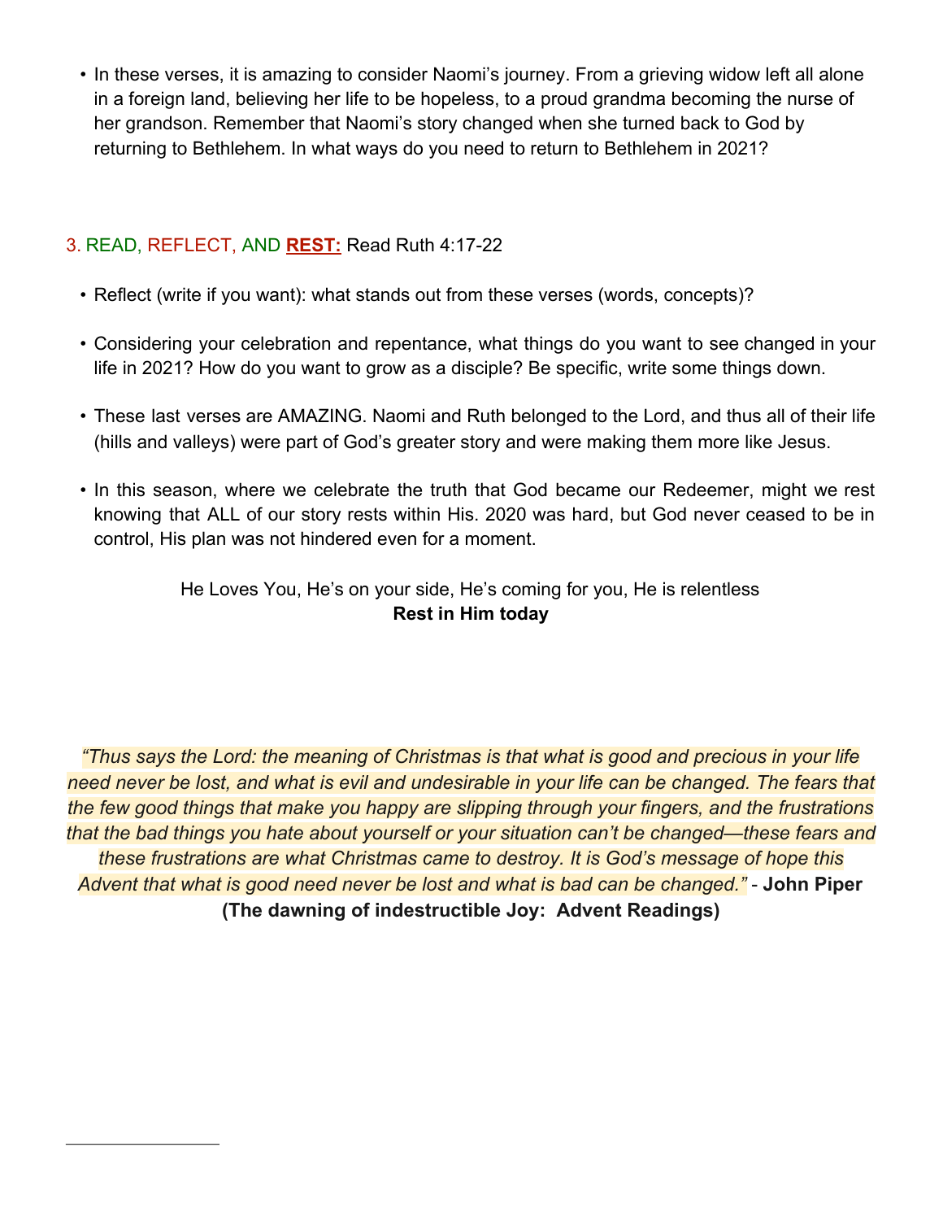- In these verses, it is amazing to consider Naomi's journey. From a grieving widow left all alone in a foreign land, believing her life to be hopeless, to a proud grandma becoming the nurse of her grandson. Remember that Naomi's story changed when she turned back to God by returning to Bethlehem. In what ways do you need to return to Bethlehem in 2021?

### 3. READ, REFLECT, AND **REST:** Read Ruth 4:17-22

- Reflect (write if you want): what stands out from these verses (words, concepts)?
- Considering your celebration and repentance, what things do you want to see changed in your life in 2021? How do you want to grow as a disciple? Be specific, write some things down.
- These last verses are AMAZING. Naomi and Ruth belonged to the Lord, and thus all of their life (hills and valleys) were part of God's greater story and were making them more like Jesus.
- In this season, where we celebrate the truth that God became our Redeemer, might we rest knowing that ALL of our story rests within His. 2020 was hard, but God never ceased to be in control, His plan was not hindered even for a moment.

He Loves You, He's on your side, He's coming for you, He is relentless
**Rest in Him today**

*"Thus says the Lord: the meaning of Christmas is that what is good and precious in your life need never be lost, and what is evil and undesirable in your life can be changed. The fears that the few good things that make you happy are slipping through your fingers, and the frustrations that the bad things you hate about yourself or your situation can't be changed—these fears and these frustrations are what Christmas came to destroy. It is God's message of hope this Advent that what is good need never be lost and what is bad can be changed."* - **John Piper (The dawning of indestructible Joy: Advent Readings)**